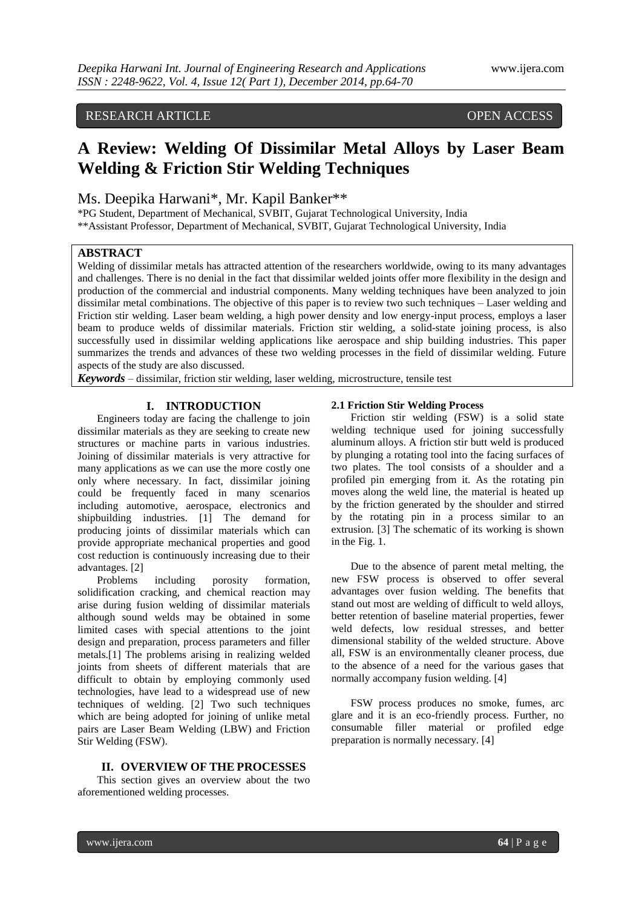RESEARCH ARTICLE OPEN ACCESS

# A Review: Welding Of Dissimilar Metal Alloys by Laser Beam Welding & Friction Stir Welding Techniques

Ms. Deepika Harwani*, Mr. Kapil Banker**

*PG Student, Department of Mechanical, SVBIT, Gujarat Technological University, India
**Assistant Professor, Department of Mechanical, SVBIT, Gujarat Technological University, India

## ABSTRACT

Welding of dissimilar metals has attracted attention of the researchers worldwide, owing to its many advantages and challenges. There is no denial in the fact that dissimilar welded joints offer more flexibility in the design and production of the commercial and industrial components. Many welding techniques have been analyzed to join dissimilar metal combinations. The objective of this paper is to review two such techniques – Laser welding and Friction stir welding. Laser beam welding, a high power density and low energy-input process, employs a laser beam to produce welds of dissimilar materials. Friction stir welding, a solid-state joining process, is also successfully used in dissimilar welding applications like aerospace and ship building industries. This paper summarizes the trends and advances of these two welding processes in the field of dissimilar welding. Future aspects of the study are also discussed.

***Keywords*** – dissimilar, friction stir welding, laser welding, microstructure, tensile test

## I. INTRODUCTION

Engineers today are facing the challenge to join dissimilar materials as they are seeking to create new structures or machine parts in various industries. Joining of dissimilar materials is very attractive for many applications as we can use the more costly one only where necessary. In fact, dissimilar joining could be frequently faced in many scenarios including automotive, aerospace, electronics and shipbuilding industries. [1] The demand for producing joints of dissimilar materials which can provide appropriate mechanical properties and good cost reduction is continuously increasing due to their advantages. [2]

Problems including porosity formation, solidification cracking, and chemical reaction may arise during fusion welding of dissimilar materials although sound welds may be obtained in some limited cases with special attentions to the joint design and preparation, process parameters and filler metals.[1] The problems arising in realizing welded joints from sheets of different materials that are difficult to obtain by employing commonly used technologies, have lead to a widespread use of new techniques of welding. [2] Two such techniques which are being adopted for joining of unlike metal pairs are Laser Beam Welding (LBW) and Friction Stir Welding (FSW).

## II. OVERVIEW OF THE PROCESSES

This section gives an overview about the two aforementioned welding processes.

### 2.1 Friction Stir Welding Process

Friction stir welding (FSW) is a solid state welding technique used for joining successfully aluminum alloys. A friction stir butt weld is produced by plunging a rotating tool into the facing surfaces of two plates. The tool consists of a shoulder and a profiled pin emerging from it. As the rotating pin moves along the weld line, the material is heated up by the friction generated by the shoulder and stirred by the rotating pin in a process similar to an extrusion. [3] The schematic of its working is shown in the Fig. 1.

Due to the absence of parent metal melting, the new FSW process is observed to offer several advantages over fusion welding. The benefits that stand out most are welding of difficult to weld alloys, better retention of baseline material properties, fewer weld defects, low residual stresses, and better dimensional stability of the welded structure. Above all, FSW is an environmentally cleaner process, due to the absence of a need for the various gases that normally accompany fusion welding. [4]

FSW process produces no smoke, fumes, arc glare and it is an eco-friendly process. Further, no consumable filler material or profiled edge preparation is normally necessary. [4]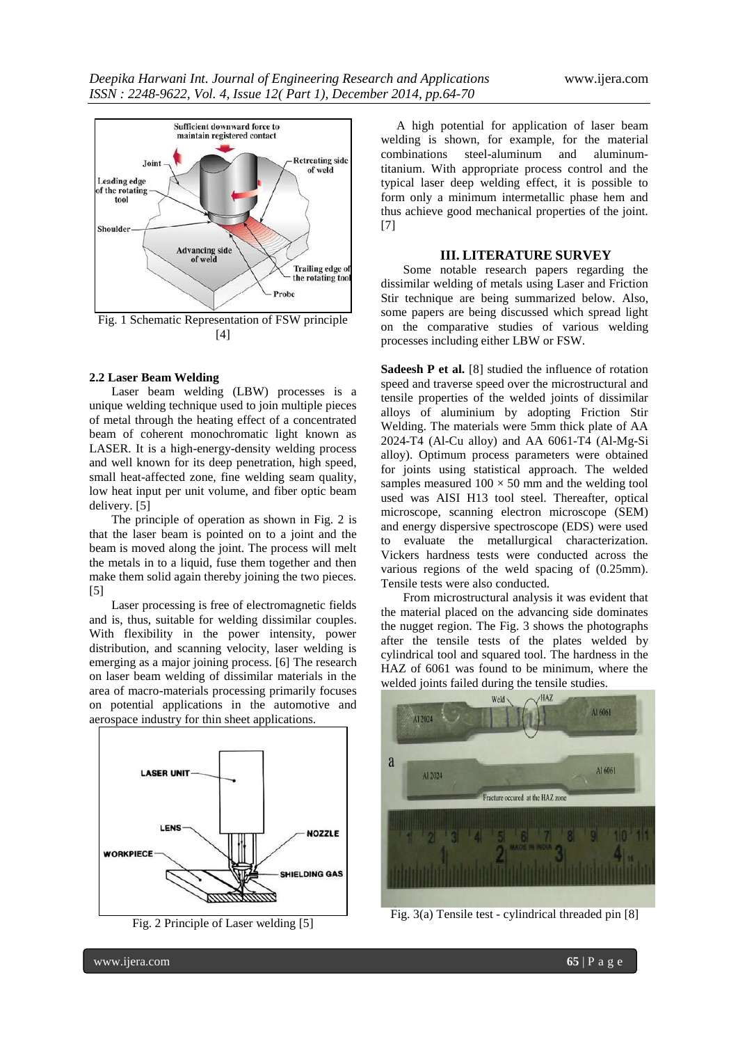Fig. 1 Schematic Representation of FSW principle [4]

**2.2 Laser Beam Welding**

Laser beam welding (LBW) processes is a unique welding technique used to join multiple pieces of metal through the heating effect of a concentrated beam of coherent monochromatic light known as LASER. It is a high-energy-density welding process and well known for its deep penetration, high speed, small heat-affected zone, fine welding seam quality, low heat input per unit volume, and fiber optic beam delivery. [5]

The principle of operation as shown in Fig. 2 is that the laser beam is pointed on to a joint and the beam is moved along the joint. The process will melt the metals in to a liquid, fuse them together and then make them solid again thereby joining the two pieces. [5]

Laser processing is free of electromagnetic fields and is, thus, suitable for welding dissimilar couples. With flexibility in the power intensity, power distribution, and scanning velocity, laser welding is emerging as a major joining process. [6] The research on laser beam welding of dissimilar materials in the area of macro-materials processing primarily focuses on potential applications in the automotive and aerospace industry for thin sheet applications.

Fig. 2 Principle of Laser welding [5]

A high potential for application of laser beam welding is shown, for example, for the material combinations steel-aluminum and aluminum-titanium. With appropriate process control and the typical laser deep welding effect, it is possible to form only a minimum intermetallic phase hem and thus achieve good mechanical properties of the joint. [7]

## III. LITERATURE SURVEY

Some notable research papers regarding the dissimilar welding of metals using Laser and Friction Stir technique are being summarized below. Also, some papers are being discussed which spread light on the comparative studies of various welding processes including either LBW or FSW.

**Sadeesh P et al.** [8] studied the influence of rotation speed and traverse speed over the microstructural and tensile properties of the welded joints of dissimilar alloys of aluminium by adopting Friction Stir Welding. The materials were 5mm thick plate of AA 2024-T4 (Al-Cu alloy) and AA 6061-T4 (Al-Mg-Si alloy). Optimum process parameters were obtained for joints using statistical approach. The welded samples measured $100 \times 50$ mm and the welding tool used was AISI H13 tool steel. Thereafter, optical microscope, scanning electron microscope (SEM) and energy dispersive spectroscope (EDS) were used to evaluate the metallurgical characterization. Vickers hardness tests were conducted across the various regions of the weld spacing of (0.25mm). Tensile tests were also conducted.

From microstructural analysis it was evident that the material placed on the advancing side dominates the nugget region. The Fig. 3 shows the photographs after the tensile tests of the plates welded by cylindrical tool and squared tool. The hardness in the HAZ of 6061 was found to be minimum, where the welded joints failed during the tensile studies.

Fig. 3(a) Tensile test - cylindrical threaded pin [8]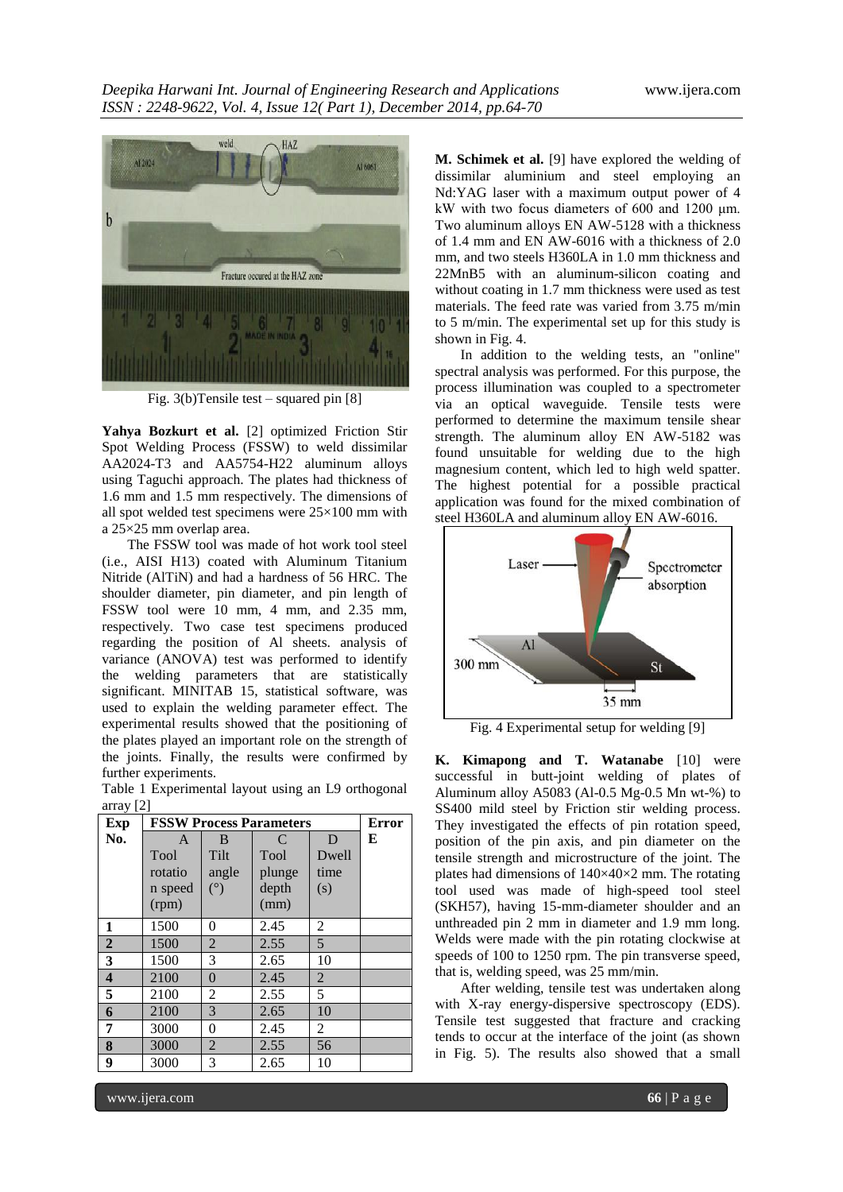Fig. 3(b)Tensile test – squared pin [8]

**Yahya Bozkurt et al.** [2] optimized Friction Stir Spot Welding Process (FSSW) to weld dissimilar AA2024-T3 and AA5754-H22 aluminum alloys using Taguchi approach. The plates had thickness of 1.6 mm and 1.5 mm respectively. The dimensions of all spot welded test specimens were 25×100 mm with a 25×25 mm overlap area.

The FSSW tool was made of hot work tool steel (i.e., AISI H13) coated with Aluminum Titanium Nitride (AlTiN) and had a hardness of 56 HRC. The shoulder diameter, pin diameter, and pin length of FSSW tool were 10 mm, 4 mm, and 2.35 mm, respectively. Two case test specimens produced regarding the position of Al sheets. analysis of variance (ANOVA) test was performed to identify the welding parameters that are statistically significant. MINITAB 15, statistical software, was used to explain the welding parameter effect. The experimental results showed that the positioning of the plates played an important role on the strength of the joints. Finally, the results were confirmed by further experiments.

Table 1 Experimental layout using an L9 orthogonal array [2]

| Exp No. | FSSW Process Parameters | | | | Error |
|---|---|---|---|---|---|
| | A Tool rotation speed (rpm) | B Tilt angle (°) | C Tool plunge depth (mm) | D Dwell time (s) | E |
| **1** | 1500 | 0 | 2.45 | 2 | |
| **2** | 1500 | 2 | 2.55 | 5 | |
| **3** | 1500 | 3 | 2.65 | 10 | |
| **4** | 2100 | 0 | 2.45 | 2 | |
| **5** | 2100 | 2 | 2.55 | 5 | |
| **6** | 2100 | 3 | 2.65 | 10 | |
| **7** | 3000 | 0 | 2.45 | 2 | |
| **8** | 3000 | 2 | 2.55 | 56 | |
| **9** | 3000 | 3 | 2.65 | 10 | |

**M. Schimek et al.** [9] have explored the welding of dissimilar aluminium and steel employing an Nd:YAG laser with a maximum output power of 4 kW with two focus diameters of 600 and 1200 μm. Two aluminum alloys EN AW-5128 with a thickness of 1.4 mm and EN AW-6016 with a thickness of 2.0 mm, and two steels H360LA in 1.0 mm thickness and 22MnB5 with an aluminum-silicon coating and without coating in 1.7 mm thickness were used as test materials. The feed rate was varied from 3.75 m/min to 5 m/min. The experimental set up for this study is shown in Fig. 4.

In addition to the welding tests, an "online" spectral analysis was performed. For this purpose, the process illumination was coupled to a spectrometer via an optical waveguide. Tensile tests were performed to determine the maximum tensile shear strength. The aluminum alloy EN AW-5182 was found unsuitable for welding due to the high magnesium content, which led to high weld spatter. The highest potential for a possible practical application was found for the mixed combination of steel H360LA and aluminum alloy EN AW-6016.

Fig. 4 Experimental setup for welding [9]

**K. Kimapong and T. Watanabe** [10] were successful in butt-joint welding of plates of Aluminum alloy A5083 (Al-0.5 Mg-0.5 Mn wt-%) to SS400 mild steel by Friction stir welding process. They investigated the effects of pin rotation speed, position of the pin axis, and pin diameter on the tensile strength and microstructure of the joint. The plates had dimensions of 140×40×2 mm. The rotating tool used was made of high-speed tool steel (SKH57), having 15-mm-diameter shoulder and an unthreaded pin 2 mm in diameter and 1.9 mm long. Welds were made with the pin rotating clockwise at speeds of 100 to 1250 rpm. The pin transverse speed, that is, welding speed, was 25 mm/min.

After welding, tensile test was undertaken along with X-ray energy-dispersive spectroscopy (EDS). Tensile test suggested that fracture and cracking tends to occur at the interface of the joint (as shown in Fig. 5). The results also showed that a small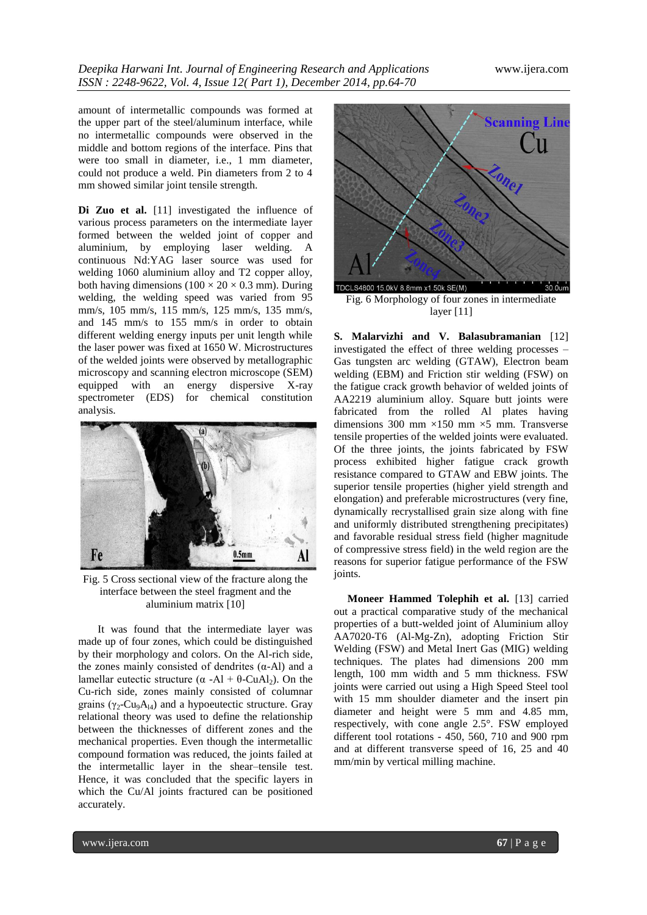amount of intermetallic compounds was formed at the upper part of the steel/aluminum interface, while no intermetallic compounds were observed in the middle and bottom regions of the interface. Pins that were too small in diameter, i.e., 1 mm diameter, could not produce a weld. Pin diameters from 2 to 4 mm showed similar joint tensile strength.

**Di Zuo et al.** [11] investigated the influence of various process parameters on the intermediate layer formed between the welded joint of copper and aluminium, by employing laser welding. A continuous Nd:YAG laser source was used for welding 1060 aluminium alloy and T2 copper alloy, both having dimensions (100 × 20 × 0.3 mm). During welding, the welding speed was varied from 95 mm/s, 105 mm/s, 115 mm/s, 125 mm/s, 135 mm/s, and 145 mm/s to 155 mm/s in order to obtain different welding energy inputs per unit length while the laser power was fixed at 1650 W. Microstructures of the welded joints were observed by metallographic microscopy and scanning electron microscope (SEM) equipped with an energy dispersive X-ray spectrometer (EDS) for chemical constitution analysis.

Fig. 5 Cross sectional view of the fracture along the interface between the steel fragment and the aluminium matrix [10]

It was found that the intermediate layer was made up of four zones, which could be distinguished by their morphology and colors. On the Al-rich side, the zones mainly consisted of dendrites (α-Al) and a lamellar eutectic structure (α -Al + θ-$CuAl_2$). On the Cu-rich side, zones mainly consisted of columnar grains ($\gamma_2$-$Cu_9Al_4$) and a hypoeutectic structure. Gray relational theory was used to define the relationship between the thicknesses of different zones and the mechanical properties. Even though the intermetallic compound formation was reduced, the joints failed at the intermetallic layer in the shear–tensile test. Hence, it was concluded that the specific layers in which the Cu/Al joints fractured can be positioned accurately.

Fig. 6 Morphology of four zones in intermediate layer [11]

**S. Malarvizhi and V. Balasubramanian** [12] investigated the effect of three welding processes – Gas tungsten arc welding (GTAW), Electron beam welding (EBM) and Friction stir welding (FSW) on the fatigue crack growth behavior of welded joints of AA2219 aluminium alloy. Square butt joints were fabricated from the rolled Al plates having dimensions 300 mm ×150 mm ×5 mm. Transverse tensile properties of the welded joints were evaluated. Of the three joints, the joints fabricated by FSW process exhibited higher fatigue crack growth resistance compared to GTAW and EBW joints. The superior tensile properties (higher yield strength and elongation) and preferable microstructures (very fine, dynamically recrystallised grain size along with fine and uniformly distributed strengthening precipitates) and favorable residual stress field (higher magnitude of compressive stress field) in the weld region are the reasons for superior fatigue performance of the FSW joints.

**Moneer Hammed Tolephih et al.** [13] carried out a practical comparative study of the mechanical properties of a butt-welded joint of Aluminium alloy AA7020-T6 (Al-Mg-Zn), adopting Friction Stir Welding (FSW) and Metal Inert Gas (MIG) welding techniques. The plates had dimensions 200 mm length, 100 mm width and 5 mm thickness. FSW joints were carried out using a High Speed Steel tool with 15 mm shoulder diameter and the insert pin diameter and height were 5 mm and 4.85 mm, respectively, with cone angle 2.5°. FSW employed different tool rotations - 450, 560, 710 and 900 rpm and at different transverse speed of 16, 25 and 40 mm/min by vertical milling machine.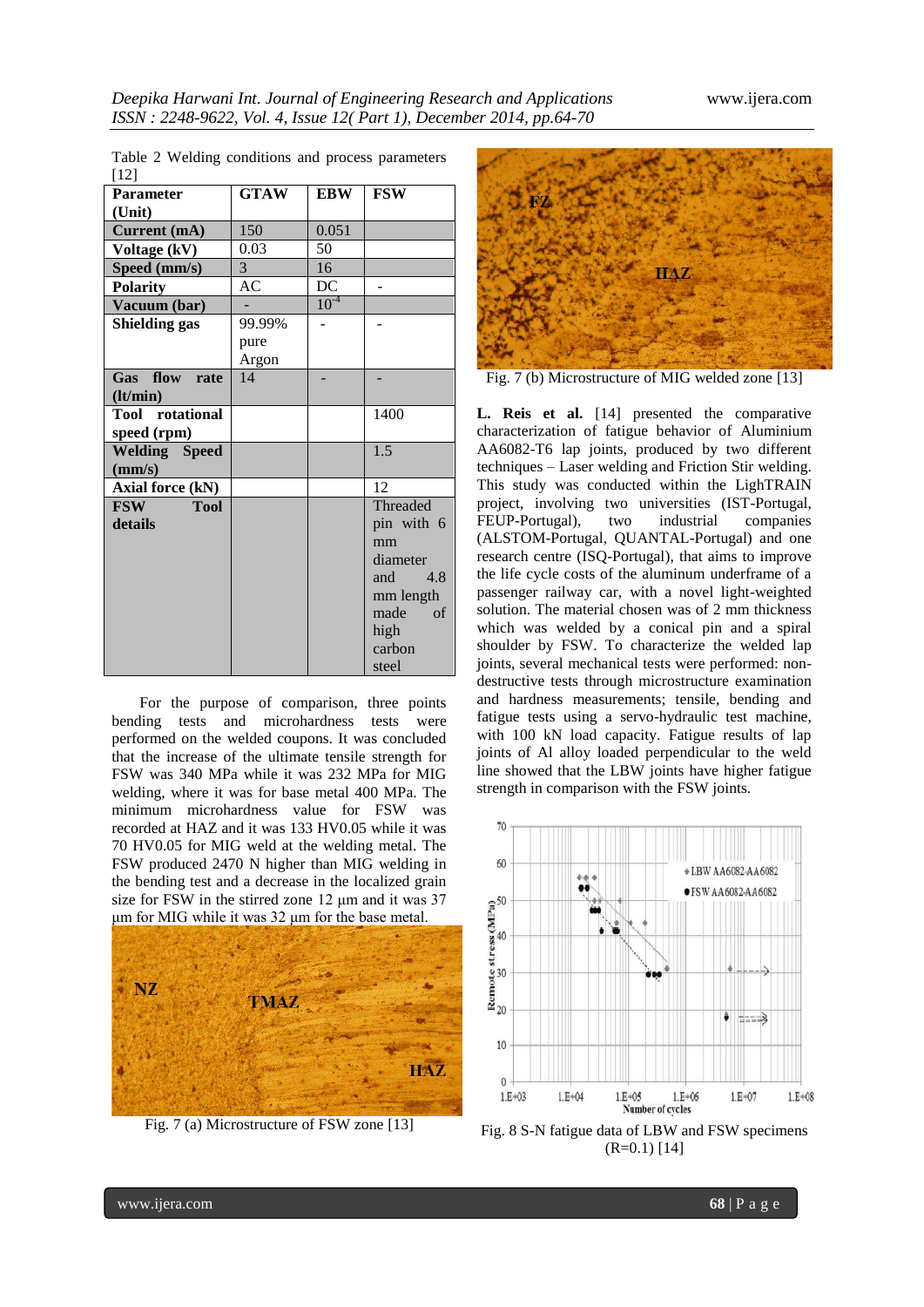Table 2 Welding conditions and process parameters [12]

| Parameter (Unit) | GTAW | EBW | FSW |
|---|---|---|---|
| Current (mA) | 150 | 0.051 | |
| Voltage (kV) | 0.03 | 50 | |
| Speed (mm/s) | 3 | 16 | |
| Polarity | AC | DC | - |
| Vacuum (bar) | - | $10^{-4}$ | |
| Shielding gas | 99.99% pure Argon | - | - |
| Gas flow rate (lt/min) | 14 | - | - |
| Tool rotational speed (rpm) | | | 1400 |
| Welding Speed (mm/s) | | | 1.5 |
| Axial force (kN) | | | 12 |
| FSW Tool details | | | Threaded pin with 6 mm diameter and 4.8 mm length made of high carbon steel |

For the purpose of comparison, three points bending tests and microhardness tests were performed on the welded coupons. It was concluded that the increase of the ultimate tensile strength for FSW was 340 MPa while it was 232 MPa for MIG welding, where it was for base metal 400 MPa. The minimum microhardness value for FSW was recorded at HAZ and it was 133 HV0.05 while it was 70 HV0.05 for MIG weld at the welding metal. The FSW produced 2470 N higher than MIG welding in the bending test and a decrease in the localized grain size for FSW in the stirred zone 12 µm and it was 37 µm for MIG while it was 32 µm for the base metal.

Fig. 7 (a) Microstructure of FSW zone [13]

Fig. 7 (b) Microstructure of MIG welded zone [13]

**L. Reis et al.** [14] presented the comparative characterization of fatigue behavior of Aluminium AA6082-T6 lap joints, produced by two different techniques – Laser welding and Friction Stir welding. This study was conducted within the LighTRAIN project, involving two universities (IST-Portugal, FEUP-Portugal), two industrial companies (ALSTOM-Portugal, QUANTAL-Portugal) and one research centre (ISQ-Portugal), that aims to improve the life cycle costs of the aluminum underframe of a passenger railway car, with a novel light-weighted solution. The material chosen was of 2 mm thickness which was welded by a conical pin and a spiral shoulder by FSW. To characterize the welded lap joints, several mechanical tests were performed: non-destructive tests through microstructure examination and hardness measurements; tensile, bending and fatigue tests using a servo-hydraulic test machine, with 100 kN load capacity. Fatigue results of lap joints of Al alloy loaded perpendicular to the weld line showed that the LBW joints have higher fatigue strength in comparison with the FSW joints.

Fig. 8 S-N fatigue data of LBW and FSW specimens (R=0.1) [14]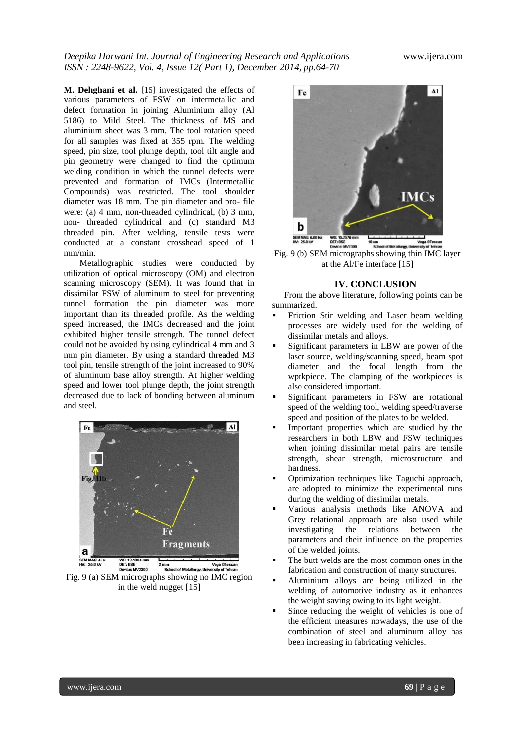**M. Dehghani et al.** [15] investigated the effects of various parameters of FSW on intermetallic and defect formation in joining Aluminium alloy (Al 5186) to Mild Steel. The thickness of MS and aluminium sheet was 3 mm. The tool rotation speed for all samples was fixed at 355 rpm. The welding speed, pin size, tool plunge depth, tool tilt angle and pin geometry were changed to find the optimum welding condition in which the tunnel defects were prevented and formation of IMCs (Intermetallic Compounds) was restricted. The tool shoulder diameter was 18 mm. The pin diameter and pro- file were: (a) 4 mm, non-threaded cylindrical, (b) 3 mm, non- threaded cylindrical and (c) standard M3 threaded pin. After welding, tensile tests were conducted at a constant crosshead speed of 1 mm/min.

Metallographic studies were conducted by utilization of optical microscopy (OM) and electron scanning microscopy (SEM). It was found that in dissimilar FSW of aluminum to steel for preventing tunnel formation the pin diameter was more important than its threaded profile. As the welding speed increased, the IMCs decreased and the joint exhibited higher tensile strength. The tunnel defect could not be avoided by using cylindrical 4 mm and 3 mm pin diameter. By using a standard threaded M3 tool pin, tensile strength of the joint increased to 90% of aluminum base alloy strength. At higher welding speed and lower tool plunge depth, the joint strength decreased due to lack of bonding between aluminum and steel.

Fig. 9 (a) SEM micrographs showing no IMC region in the weld nugget [15]

Fig. 9 (b) SEM micrographs showing thin IMC layer at the Al/Fe interface [15]

## IV. CONCLUSION

From the above literature, following points can be summarized.

- Friction Stir welding and Laser beam welding processes are widely used for the welding of dissimilar metals and alloys.
- Significant parameters in LBW are power of the laser source, welding/scanning speed, beam spot diameter and the focal length from the wprkpiece. The clamping of the workpieces is also considered important.
- Significant parameters in FSW are rotational speed of the welding tool, welding speed/traverse speed and position of the plates to be welded.
- Important properties which are studied by the researchers in both LBW and FSW techniques when joining dissimilar metal pairs are tensile strength, shear strength, microstructure and hardness.
- Optimization techniques like Taguchi approach, are adopted to minimize the experimental runs during the welding of dissimilar metals.
- Various analysis methods like ANOVA and Grey relational approach are also used while investigating the relations between the parameters and their influence on the properties of the welded joints.
- The butt welds are the most common ones in the fabrication and construction of many structures.
- Aluminium alloys are being utilized in the welding of automotive industry as it enhances the weight saving owing to its light weight.
- Since reducing the weight of vehicles is one of the efficient measures nowadays, the use of the combination of steel and aluminum alloy has been increasing in fabricating vehicles.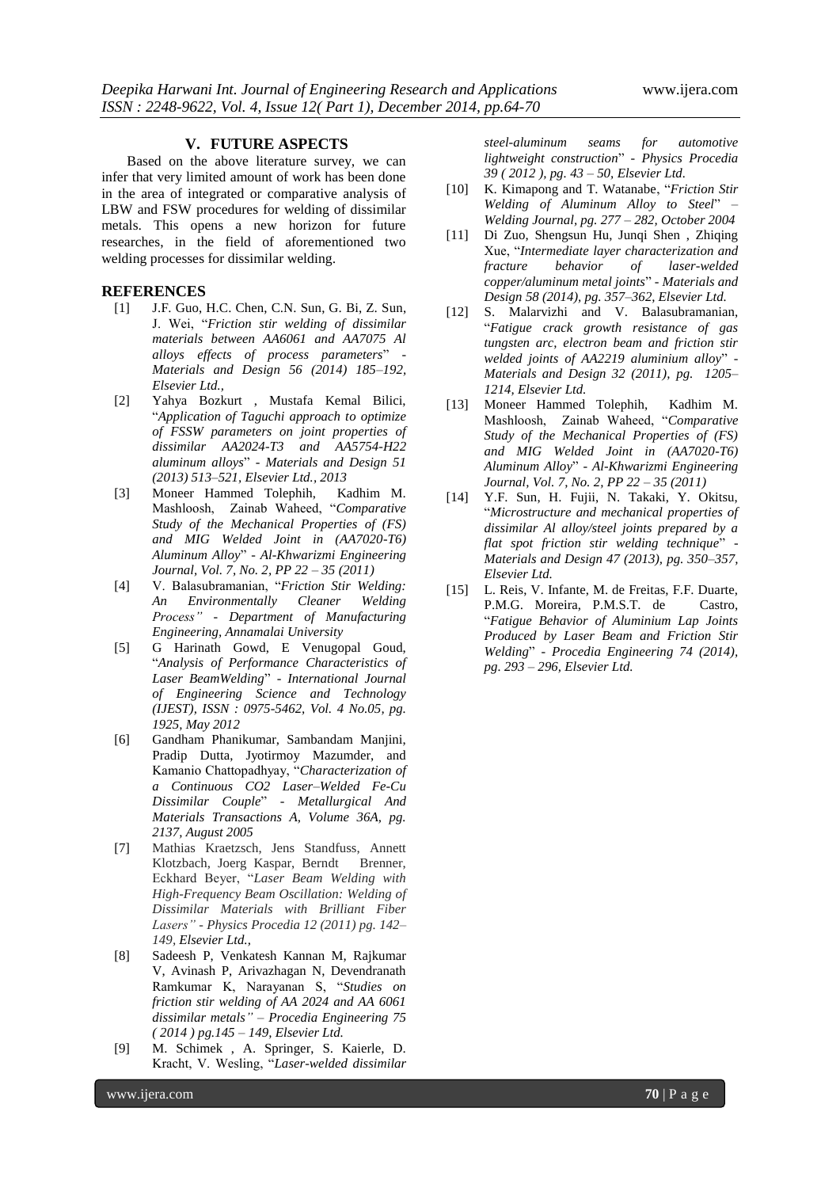## V. FUTURE ASPECTS

Based on the above literature survey, we can infer that very limited amount of work has been done in the area of integrated or comparative analysis of LBW and FSW procedures for welding of dissimilar metals. This opens a new horizon for future researches, in the field of aforementioned two welding processes for dissimilar welding.

## REFERENCES

[1] J.F. Guo, H.C. Chen, C.N. Sun, G. Bi, Z. Sun, J. Wei, "*Friction stir welding of dissimilar materials between AA6061 and AA7075 Al alloys effects of process parameters*" - *Materials and Design 56 (2014) 185–192, Elsevier Ltd.,*

[2] Yahya Bozkurt , Mustafa Kemal Bilici, "*Application of Taguchi approach to optimize of FSSW parameters on joint properties of dissimilar AA2024-T3 and AA5754-H22 aluminum alloys*" - *Materials and Design 51 (2013) 513–521, Elsevier Ltd., 2013*

[3] Moneer Hammed Tolephih, Kadhim M. Mashloosh, Zainab Waheed, "*Comparative Study of the Mechanical Properties of (FS) and MIG Welded Joint in (AA7020-T6) Aluminum Alloy*" - *Al-Khwarizmi Engineering Journal, Vol. 7, No. 2, PP 22 – 35 (2011)*

[4] V. Balasubramanian, "*Friction Stir Welding: An Environmentally Cleaner Welding Process" - Department of Manufacturing Engineering, Annamalai University*

[5] G Harinath Gowd, E Venugopal Goud, "*Analysis of Performance Characteristics of Laser BeamWelding*" - *International Journal of Engineering Science and Technology (IJEST), ISSN : 0975-5462, Vol. 4 No.05, pg. 1925, May 2012*

[6] Gandham Phanikumar, Sambandam Manjini, Pradip Dutta, Jyotirmoy Mazumder, and Kamanio Chattopadhyay, "*Characterization of a Continuous CO2 Laser–Welded Fe-Cu Dissimilar Couple*" - *Metallurgical And Materials Transactions A, Volume 36A, pg. 2137, August 2005*

[7] Mathias Kraetzsch, Jens Standfuss, Annett Klotzbach, Joerg Kaspar, Berndt Brenner, Eckhard Beyer, "*Laser Beam Welding with High-Frequency Beam Oscillation: Welding of Dissimilar Materials with Brilliant Fiber Lasers" - Physics Procedia 12 (2011) pg. 142–149, Elsevier Ltd.,*

[8] Sadeesh P, Venkatesh Kannan M, Rajkumar V, Avinash P, Arivazhagan N, Devendranath Ramkumar K, Narayanan S, "*Studies on friction stir welding of AA 2024 and AA 6061 dissimilar metals" – Procedia Engineering 75 ( 2014 ) pg.145 – 149, Elsevier Ltd.*

[9] M. Schimek , A. Springer, S. Kaierle, D. Kracht, V. Wesling, "*Laser-welded dissimilar steel-aluminum seams for automotive lightweight construction*" - *Physics Procedia 39 ( 2012 ), pg. 43 – 50, Elsevier Ltd.*

[10] K. Kimapong and T. Watanabe, "*Friction Stir Welding of Aluminum Alloy to Steel*" – *Welding Journal, pg. 277 – 282, October 2004*

[11] Di Zuo, Shengsun Hu, Junqi Shen , Zhiqing Xue, "*Intermediate layer characterization and fracture behavior of laser-welded copper/aluminum metal joints*" - *Materials and Design 58 (2014), pg. 357–362, Elsevier Ltd.*

[12] S. Malarvizhi and V. Balasubramanian, "*Fatigue crack growth resistance of gas tungsten arc, electron beam and friction stir welded joints of AA2219 aluminium alloy*" - *Materials and Design 32 (2011), pg. 1205–1214, Elsevier Ltd.*

[13] Moneer Hammed Tolephih, Kadhim M. Mashloosh, Zainab Waheed, "*Comparative Study of the Mechanical Properties of (FS) and MIG Welded Joint in (AA7020-T6) Aluminum Alloy*" - *Al-Khwarizmi Engineering Journal, Vol. 7, No. 2, PP 22 – 35 (2011)*

[14] Y.F. Sun, H. Fujii, N. Takaki, Y. Okitsu, "*Microstructure and mechanical properties of dissimilar Al alloy/steel joints prepared by a flat spot friction stir welding technique*" - *Materials and Design 47 (2013), pg. 350–357, Elsevier Ltd.*

[15] L. Reis, V. Infante, M. de Freitas, F.F. Duarte, P.M.G. Moreira, P.M.S.T. de Castro, "*Fatigue Behavior of Aluminium Lap Joints Produced by Laser Beam and Friction Stir Welding*" - *Procedia Engineering 74 (2014), pg. 293 – 296, Elsevier Ltd.*